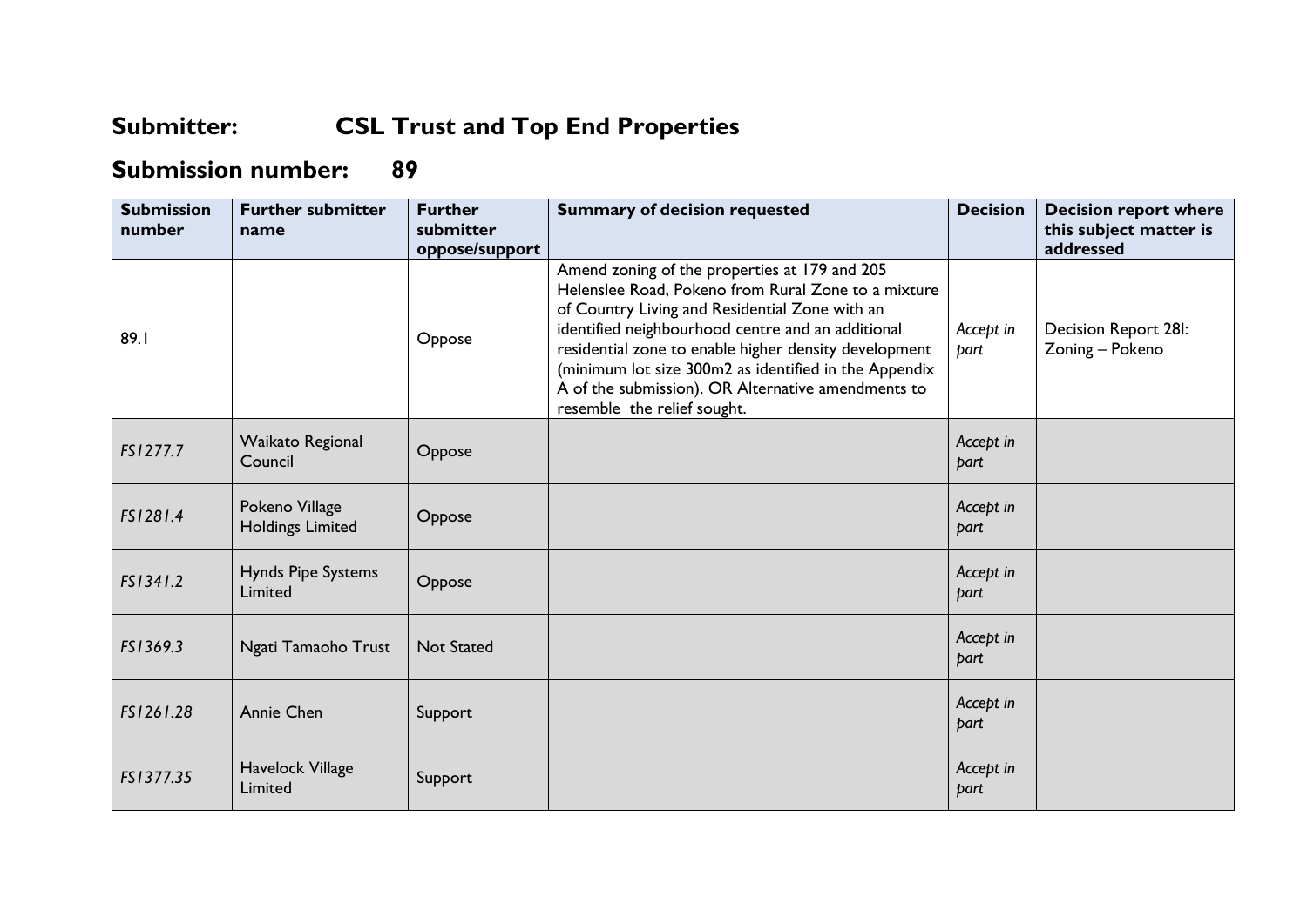# Submitter: CSL Trust and Top End Properties

# Submission number: 89

| Submission number | Further submitter name | Further submitter oppose/support | Summary of decision requested | Decision | Decision report where this subject matter is addressed |
|---|---|---|---|---|---|
| 89.1 | | Oppose | Amend zoning of the properties at 179 and 205 Helenslee Road, Pokeno from Rural Zone to a mixture of Country Living and Residential Zone with an identified neighbourhood centre and an additional residential zone to enable higher density development (minimum lot size 300m2 as identified in the Appendix A of the submission). OR Alternative amendments to resemble the relief sought. | *Accept in part* | Decision Report 28I: Zoning – Pokeno |
| *FS1277.7* | Waikato Regional Council | Oppose | | *Accept in part* | |
| *FS1281.4* | Pokeno Village Holdings Limited | Oppose | | *Accept in part* | |
| *FS1341.2* | Hynds Pipe Systems Limited | Oppose | | *Accept in part* | |
| *FS1369.3* | Ngati Tamaoho Trust | Not Stated | | *Accept in part* | |
| *FS1261.28* | Annie Chen | Support | | *Accept in part* | |
| *FS1377.35* | Havelock Village Limited | Support | | *Accept in part* | |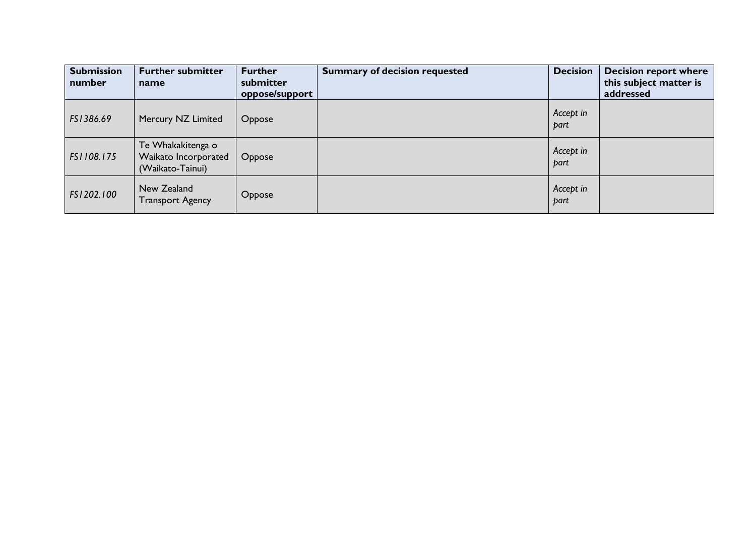| Submission number | Further submitter name | Further submitter oppose/support | Summary of decision requested | Decision | Decision report where this subject matter is addressed |
|---|---|---|---|---|---|
| *FS1386.69* | Mercury NZ Limited | Oppose | | *Accept in part* | |
| *FS1108.175* | Te Whakakitenga o Waikato Incorporated (Waikato-Tainui) | Oppose | | *Accept in part* | |
| *FS1202.100* | New Zealand Transport Agency | Oppose | | *Accept in part* | |